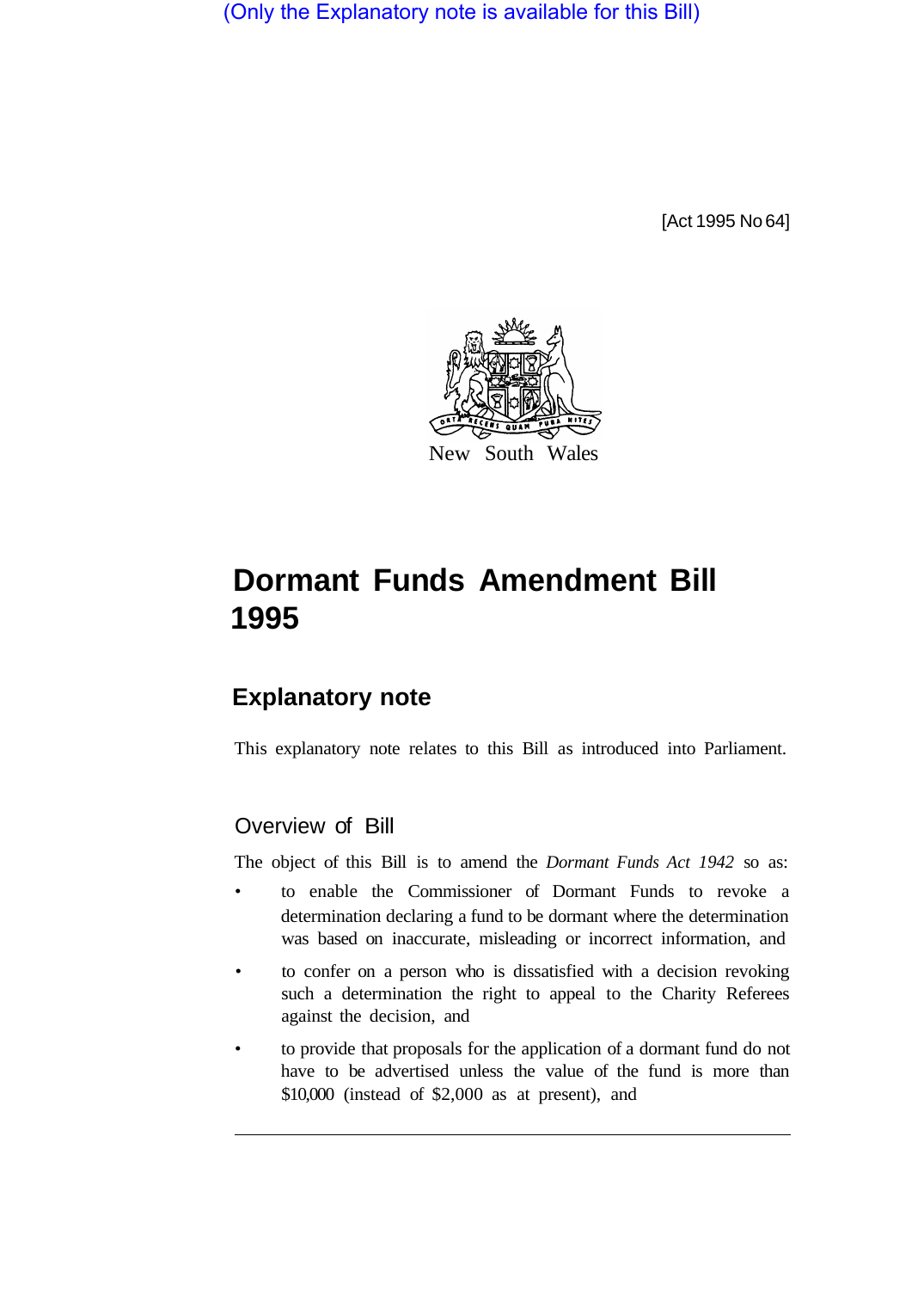(Only the Explanatory note is available for this Bill)

[Act 1995 No 64]

New South Wales

# Dormant Funds Amendment Bill 1995

## Explanatory note

This explanatory note relates to this Bill as introduced into Parliament.

### Overview of Bill

The object of this Bill is to amend the *Dormant Funds Act 1942* so as:

- to enable the Commissioner of Dormant Funds to revoke a determination declaring a fund to be dormant where the determination was based on inaccurate, misleading or incorrect information, and
- to confer on a person who is dissatisfied with a decision revoking such a determination the right to appeal to the Charity Referees against the decision, and
- to provide that proposals for the application of a dormant fund do not have to be advertised unless the value of the fund is more than $10,000 (instead of $2,000 as at present), and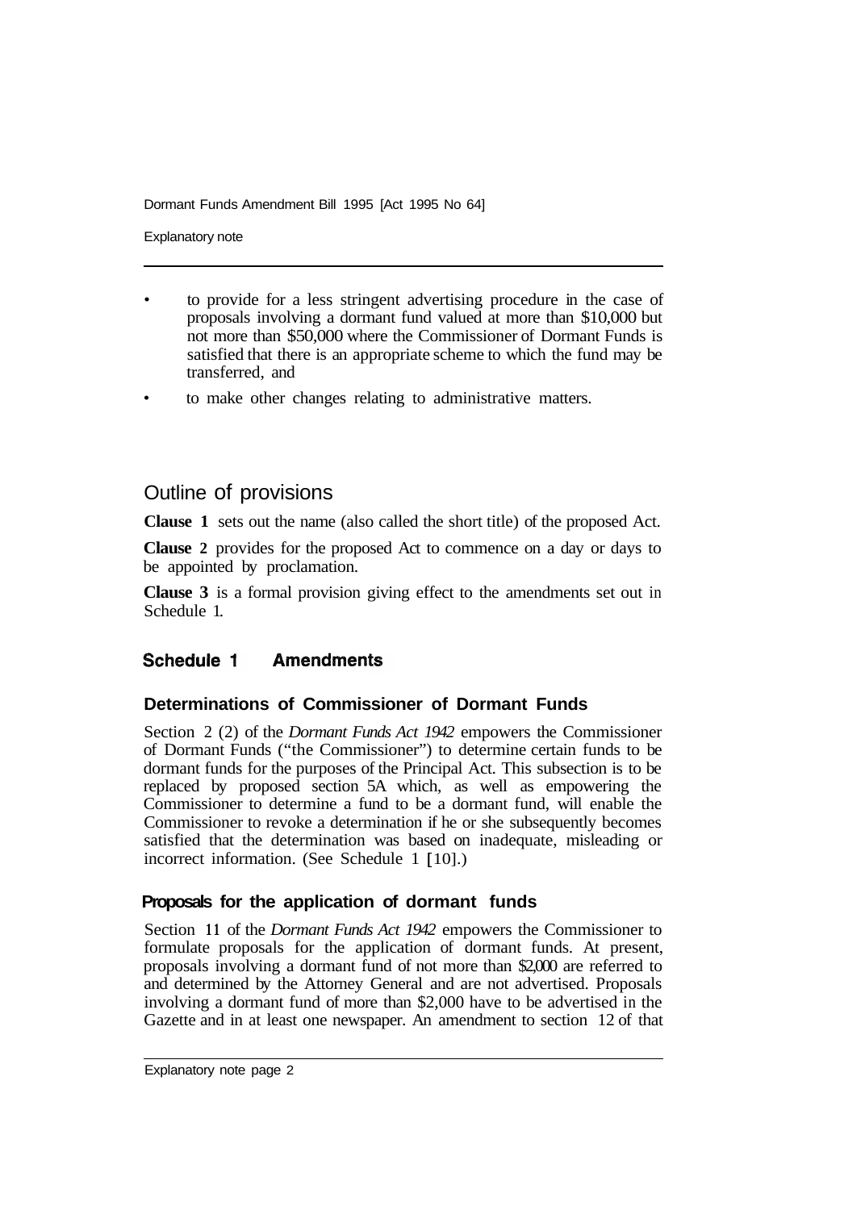- to provide for a less stringent advertising procedure in the case of proposals involving a dormant fund valued at more than $10,000 but not more than $50,000 where the Commissioner of Dormant Funds is satisfied that there is an appropriate scheme to which the fund may be transferred, and
- to make other changes relating to administrative matters.

## Outline of provisions

**Clause 1** sets out the name (also called the short title) of the proposed Act.

**Clause 2** provides for the proposed Act to commence on a day or days to be appointed by proclamation.

**Clause 3** is a formal provision giving effect to the amendments set out in Schedule 1.

## Schedule 1 Amendments

### Determinations of Commissioner of Dormant Funds

Section 2 (2) of the *Dormant Funds Act 1942* empowers the Commissioner of Dormant Funds ("the Commissioner") to determine certain funds to be dormant funds for the purposes of the Principal Act. This subsection is to be replaced by proposed section 5A which, as well as empowering the Commissioner to determine a fund to be a dormant fund, will enable the Commissioner to revoke a determination if he or she subsequently becomes satisfied that the determination was based on inadequate, misleading or incorrect information. (See Schedule 1 [10].)

### Proposals for the application of dormant funds

Section 11 of the *Dormant Funds Act 1942* empowers the Commissioner to formulate proposals for the application of dormant funds. At present, proposals involving a dormant fund of not more than $2,000 are referred to and determined by the Attorney General and are not advertised. Proposals involving a dormant fund of more than $2,000 have to be advertised in the Gazette and in at least one newspaper. An amendment to section 12 of that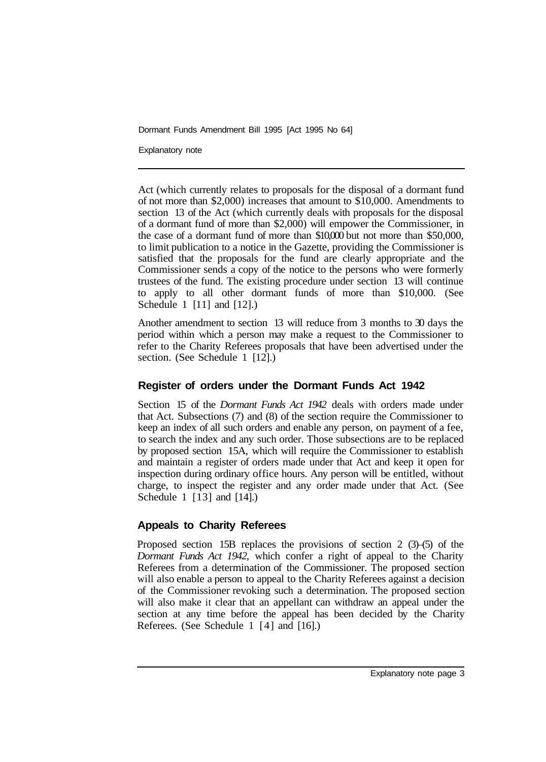Act (which currently relates to proposals for the disposal of a dormant fund of not more than $2,000) increases that amount to $10,000. Amendments to section 13 of the Act (which currently deals with proposals for the disposal of a dormant fund of more than $2,000) will empower the Commissioner, in the case of a dormant fund of more than $10,000 but not more than $50,000, to limit publication to a notice in the Gazette, providing the Commissioner is satisfied that the proposals for the fund are clearly appropriate and the Commissioner sends a copy of the notice to the persons who were formerly trustees of the fund. The existing procedure under section 13 will continue to apply to all other dormant funds of more than $10,000. (See Schedule 1 [11] and [12].)

Another amendment to section 13 will reduce from 3 months to 30 days the period within which a person may make a request to the Commissioner to refer to the Charity Referees proposals that have been advertised under the section. (See Schedule 1 [12].)

### Register of orders under the Dormant Funds Act 1942

Section 15 of the *Dormant Funds Act 1942* deals with orders made under that Act. Subsections (7) and (8) of the section require the Commissioner to keep an index of all such orders and enable any person, on payment of a fee, to search the index and any such order. Those subsections are to be replaced by proposed section 15A, which will require the Commissioner to establish and maintain a register of orders made under that Act and keep it open for inspection during ordinary office hours. Any person will be entitled, without charge, to inspect the register and any order made under that Act. (See Schedule 1 [13] and [14].)

### Appeals to Charity Referees

Proposed section 15B replaces the provisions of section 2 (3)–(5) of the *Dormant Funds Act 1942*, which confer a right of appeal to the Charity Referees from a determination of the Commissioner. The proposed section will also enable a person to appeal to the Charity Referees against a decision of the Commissioner revoking such a determination. The proposed section will also make it clear that an appellant can withdraw an appeal under the section at any time before the appeal has been decided by the Charity Referees. (See Schedule 1 [4] and [16].)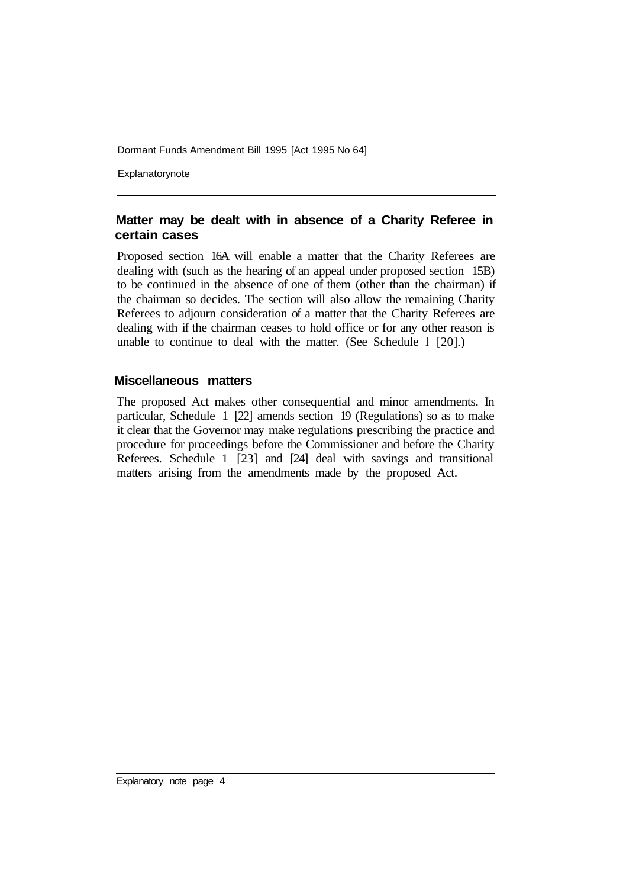## Matter may be dealt with in absence of a Charity Referee in certain cases

Proposed section 16A will enable a matter that the Charity Referees are dealing with (such as the hearing of an appeal under proposed section 15B) to be continued in the absence of one of them (other than the chairman) if the chairman so decides. The section will also allow the remaining Charity Referees to adjourn consideration of a matter that the Charity Referees are dealing with if the chairman ceases to hold office or for any other reason is unable to continue to deal with the matter. (See Schedule l [20].)

## Miscellaneous matters

The proposed Act makes other consequential and minor amendments. In particular, Schedule 1 [22] amends section 19 (Regulations) so as to make it clear that the Governor may make regulations prescribing the practice and procedure for proceedings before the Commissioner and before the Charity Referees. Schedule 1 [23] and [24] deal with savings and transitional matters arising from the amendments made by the proposed Act.